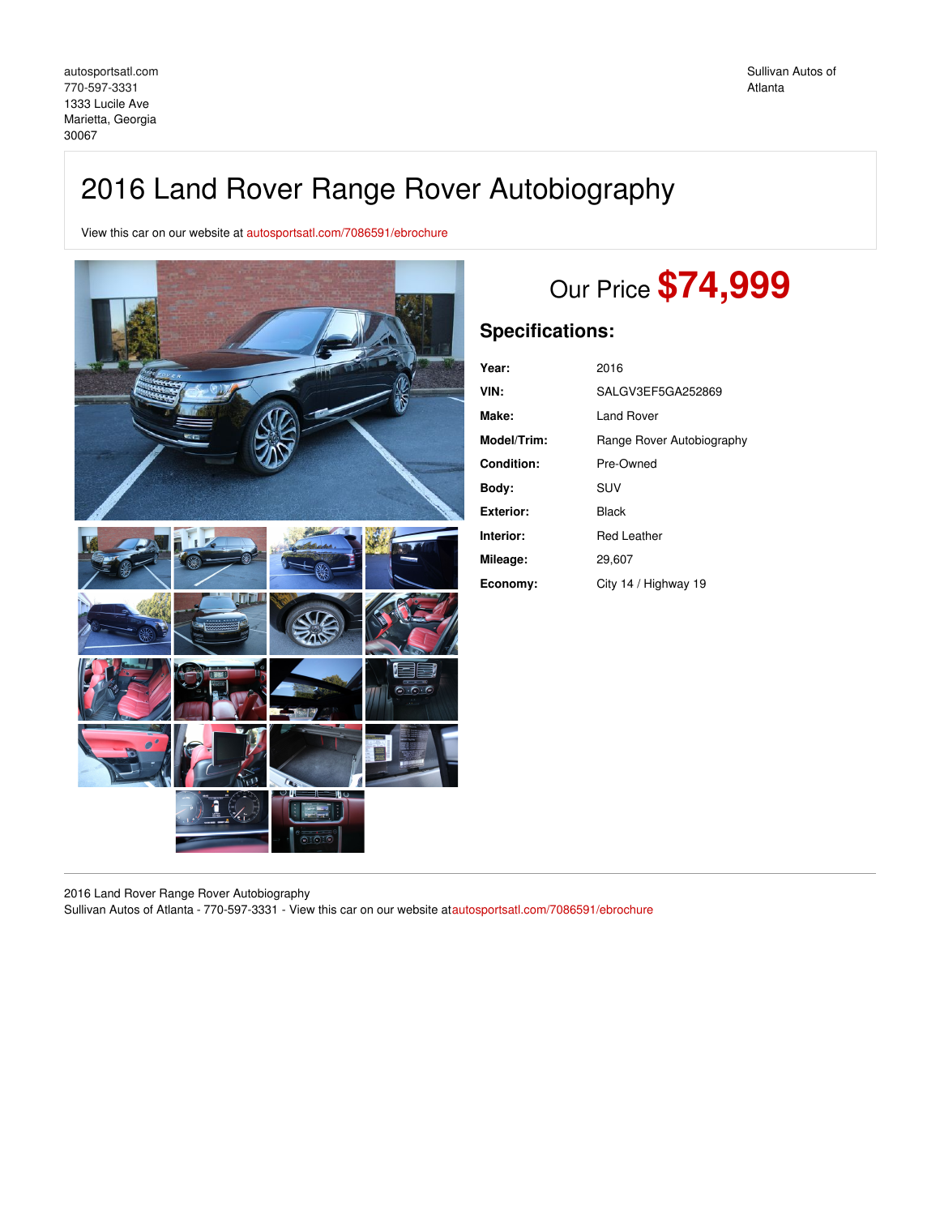autosportsatl.com
770-597-3331
1333 Lucile Ave
Marietta, Georgia
30067

Sullivan Autos of Atlanta

# 2016 Land Rover Range Rover Autobiography

View this car on our website at autosportsatl.com/7086591/ebrochure

## Our Price **$74,999**

## Specifications:

| | |
|---|---|
| **Year:** | 2016 |
| **VIN:** | SALGV3EF5GA252869 |
| **Make:** | Land Rover |
| **Model/Trim:** | Range Rover Autobiography |
| **Condition:** | Pre-Owned |
| **Body:** | SUV |
| **Exterior:** | Black |
| **Interior:** | Red Leather |
| **Mileage:** | 29,607 |
| **Economy:** | City 14 / Highway 19 |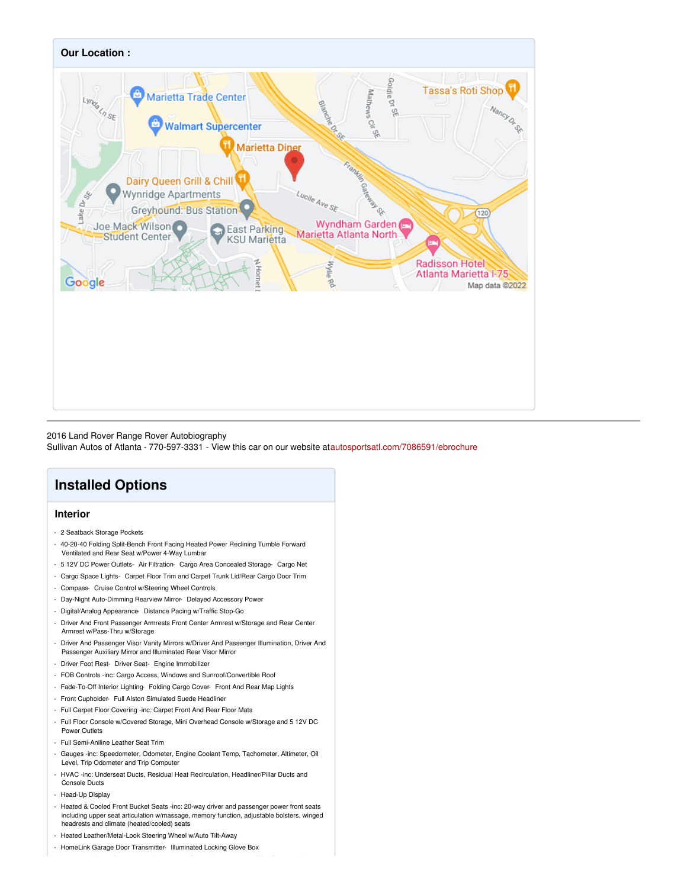## Our Location :

2016 Land Rover Range Rover Autobiography
Sullivan Autos of Atlanta - 770-597-3331 - View this car on our website at autosportsatl.com/7086591/ebrochure

# Installed Options

## Interior

- 2 Seatback Storage Pockets
- 40-20-40 Folding Split-Bench Front Facing Heated Power Reclining Tumble Forward Ventilated and Rear Seat w/Power 4-Way Lumbar
- 5 12V DC Power Outlets- Air Filtration- Cargo Area Concealed Storage- Cargo Net
- Cargo Space Lights- Carpet Floor Trim and Carpet Trunk Lid/Rear Cargo Door Trim
- Compass- Cruise Control w/Steering Wheel Controls
- Day-Night Auto-Dimming Rearview Mirror- Delayed Accessory Power
- Digital/Analog Appearance- Distance Pacing w/Traffic Stop-Go
- Driver And Front Passenger Armrests Front Center Armrest w/Storage and Rear Center Armrest w/Pass-Thru w/Storage
- Driver And Passenger Visor Vanity Mirrors w/Driver And Passenger Illumination, Driver And Passenger Auxiliary Mirror and Illuminated Rear Visor Mirror
- Driver Foot Rest- Driver Seat- Engine Immobilizer
- FOB Controls -inc: Cargo Access, Windows and Sunroof/Convertible Roof
- Fade-To-Off Interior Lighting- Folding Cargo Cover- Front And Rear Map Lights
- Front Cupholder- Full Alston Simulated Suede Headliner
- Full Carpet Floor Covering -inc: Carpet Front And Rear Floor Mats
- Full Floor Console w/Covered Storage, Mini Overhead Console w/Storage and 5 12V DC Power Outlets
- Full Semi-Aniline Leather Seat Trim
- Gauges -inc: Speedometer, Odometer, Engine Coolant Temp, Tachometer, Altimeter, Oil Level, Trip Odometer and Trip Computer
- HVAC -inc: Underseat Ducts, Residual Heat Recirculation, Headliner/Pillar Ducts and Console Ducts
- Head-Up Display
- Heated & Cooled Front Bucket Seats -inc: 20-way driver and passenger power front seats including upper seat articulation w/massage, memory function, adjustable bolsters, winged headrests and climate (heated/cooled) seats
- Heated Leather/Metal-Look Steering Wheel w/Auto Tilt-Away
- HomeLink Garage Door Transmitter- Illuminated Locking Glove Box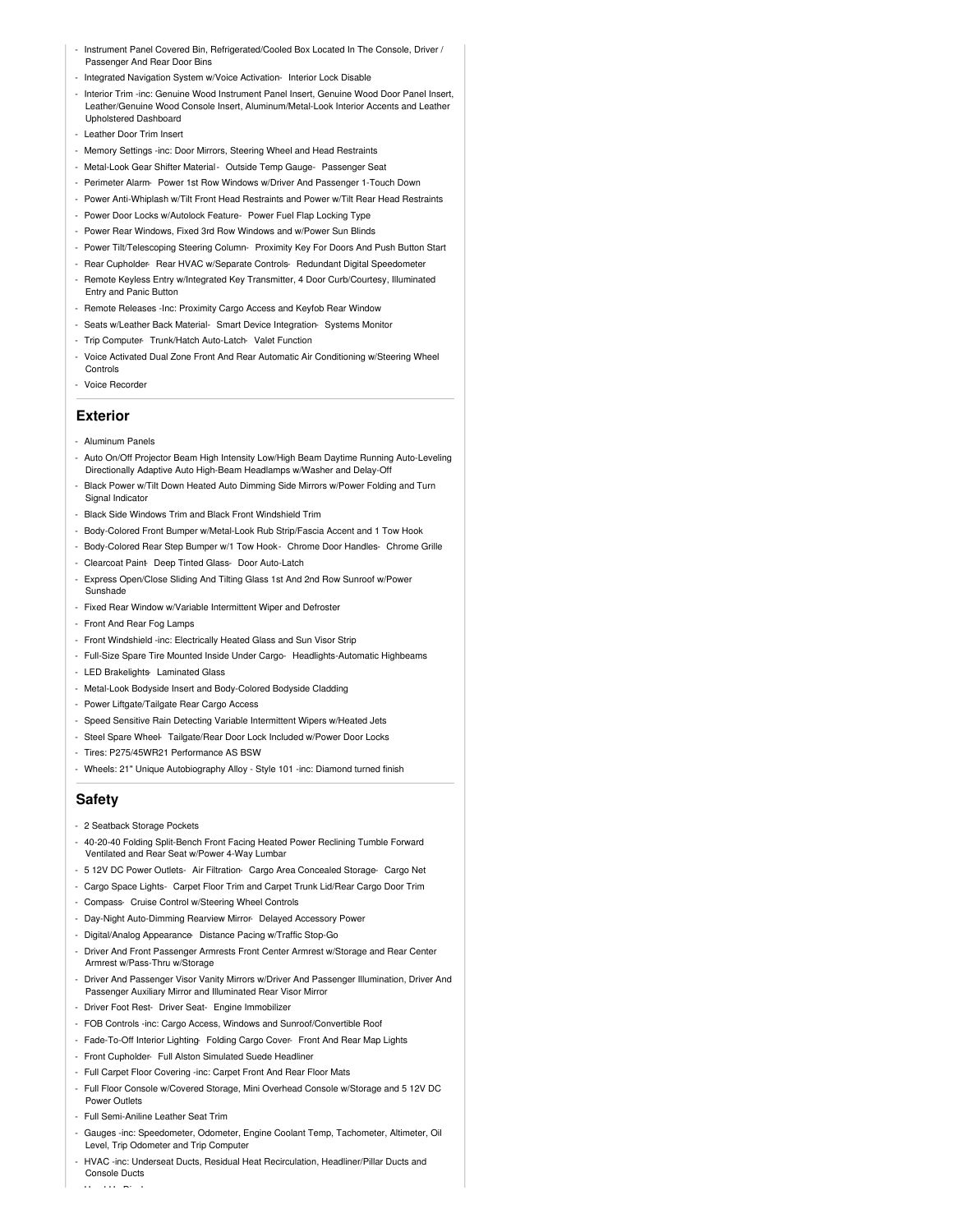- Instrument Panel Covered Bin, Refrigerated/Cooled Box Located In The Console, Driver / Passenger And Rear Door Bins
- Integrated Navigation System w/Voice Activation- Interior Lock Disable
- Interior Trim -inc: Genuine Wood Instrument Panel Insert, Genuine Wood Door Panel Insert, Leather/Genuine Wood Console Insert, Aluminum/Metal-Look Interior Accents and Leather Upholstered Dashboard
- Leather Door Trim Insert
- Memory Settings -inc: Door Mirrors, Steering Wheel and Head Restraints
- Metal-Look Gear Shifter Material- Outside Temp Gauge- Passenger Seat
- Perimeter Alarm- Power 1st Row Windows w/Driver And Passenger 1-Touch Down
- Power Anti-Whiplash w/Tilt Front Head Restraints and Power w/Tilt Rear Head Restraints
- Power Door Locks w/Autolock Feature- Power Fuel Flap Locking Type
- Power Rear Windows, Fixed 3rd Row Windows and w/Power Sun Blinds
- Power Tilt/Telescoping Steering Column- Proximity Key For Doors And Push Button Start
- Rear Cupholder- Rear HVAC w/Separate Controls- Redundant Digital Speedometer
- Remote Keyless Entry w/Integrated Key Transmitter, 4 Door Curb/Courtesy, Illuminated Entry and Panic Button
- Remote Releases -Inc: Proximity Cargo Access and Keyfob Rear Window
- Seats w/Leather Back Material- Smart Device Integration- Systems Monitor
- Trip Computer- Trunk/Hatch Auto-Latch- Valet Function
- Voice Activated Dual Zone Front And Rear Automatic Air Conditioning w/Steering Wheel Controls
- Voice Recorder

## Exterior

- Aluminum Panels
- Auto On/Off Projector Beam High Intensity Low/High Beam Daytime Running Auto-Leveling Directionally Adaptive Auto High-Beam Headlamps w/Washer and Delay-Off
- Black Power w/Tilt Down Heated Auto Dimming Side Mirrors w/Power Folding and Turn Signal Indicator
- Black Side Windows Trim and Black Front Windshield Trim
- Body-Colored Front Bumper w/Metal-Look Rub Strip/Fascia Accent and 1 Tow Hook
- Body-Colored Rear Step Bumper w/1 Tow Hook- Chrome Door Handles- Chrome Grille
- Clearcoat Paint- Deep Tinted Glass- Door Auto-Latch
- Express Open/Close Sliding And Tilting Glass 1st And 2nd Row Sunroof w/Power Sunshade
- Fixed Rear Window w/Variable Intermittent Wiper and Defroster
- Front And Rear Fog Lamps
- Front Windshield -inc: Electrically Heated Glass and Sun Visor Strip
- Full-Size Spare Tire Mounted Inside Under Cargo- Headlights-Automatic Highbeams
- LED Brakelights- Laminated Glass
- Metal-Look Bodyside Insert and Body-Colored Bodyside Cladding
- Power Liftgate/Tailgate Rear Cargo Access
- Speed Sensitive Rain Detecting Variable Intermittent Wipers w/Heated Jets
- Steel Spare Wheel- Tailgate/Rear Door Lock Included w/Power Door Locks
- Tires: P275/45WR21 Performance AS BSW
- Wheels: 21" Unique Autobiography Alloy - Style 101 -inc: Diamond turned finish

## Safety

- 2 Seatback Storage Pockets
- 40-20-40 Folding Split-Bench Front Facing Heated Power Reclining Tumble Forward Ventilated and Rear Seat w/Power 4-Way Lumbar
- 5 12V DC Power Outlets- Air Filtration- Cargo Area Concealed Storage- Cargo Net
- Cargo Space Lights- Carpet Floor Trim and Carpet Trunk Lid/Rear Cargo Door Trim
- Compass- Cruise Control w/Steering Wheel Controls
- Day-Night Auto-Dimming Rearview Mirror- Delayed Accessory Power
- Digital/Analog Appearance- Distance Pacing w/Traffic Stop-Go
- Driver And Front Passenger Armrests Front Center Armrest w/Storage and Rear Center Armrest w/Pass-Thru w/Storage
- Driver And Passenger Visor Vanity Mirrors w/Driver And Passenger Illumination, Driver And Passenger Auxiliary Mirror and Illuminated Rear Visor Mirror
- Driver Foot Rest- Driver Seat- Engine Immobilizer
- FOB Controls -inc: Cargo Access, Windows and Sunroof/Convertible Roof
- Fade-To-Off Interior Lighting- Folding Cargo Cover- Front And Rear Map Lights
- Front Cupholder- Full Alston Simulated Suede Headliner
- Full Carpet Floor Covering -inc: Carpet Front And Rear Floor Mats
- Full Floor Console w/Covered Storage, Mini Overhead Console w/Storage and 5 12V DC Power Outlets
- Full Semi-Aniline Leather Seat Trim
- Gauges -inc: Speedometer, Odometer, Engine Coolant Temp, Tachometer, Altimeter, Oil Level, Trip Odometer and Trip Computer
- HVAC -inc: Underseat Ducts, Residual Heat Recirculation, Headliner/Pillar Ducts and Console Ducts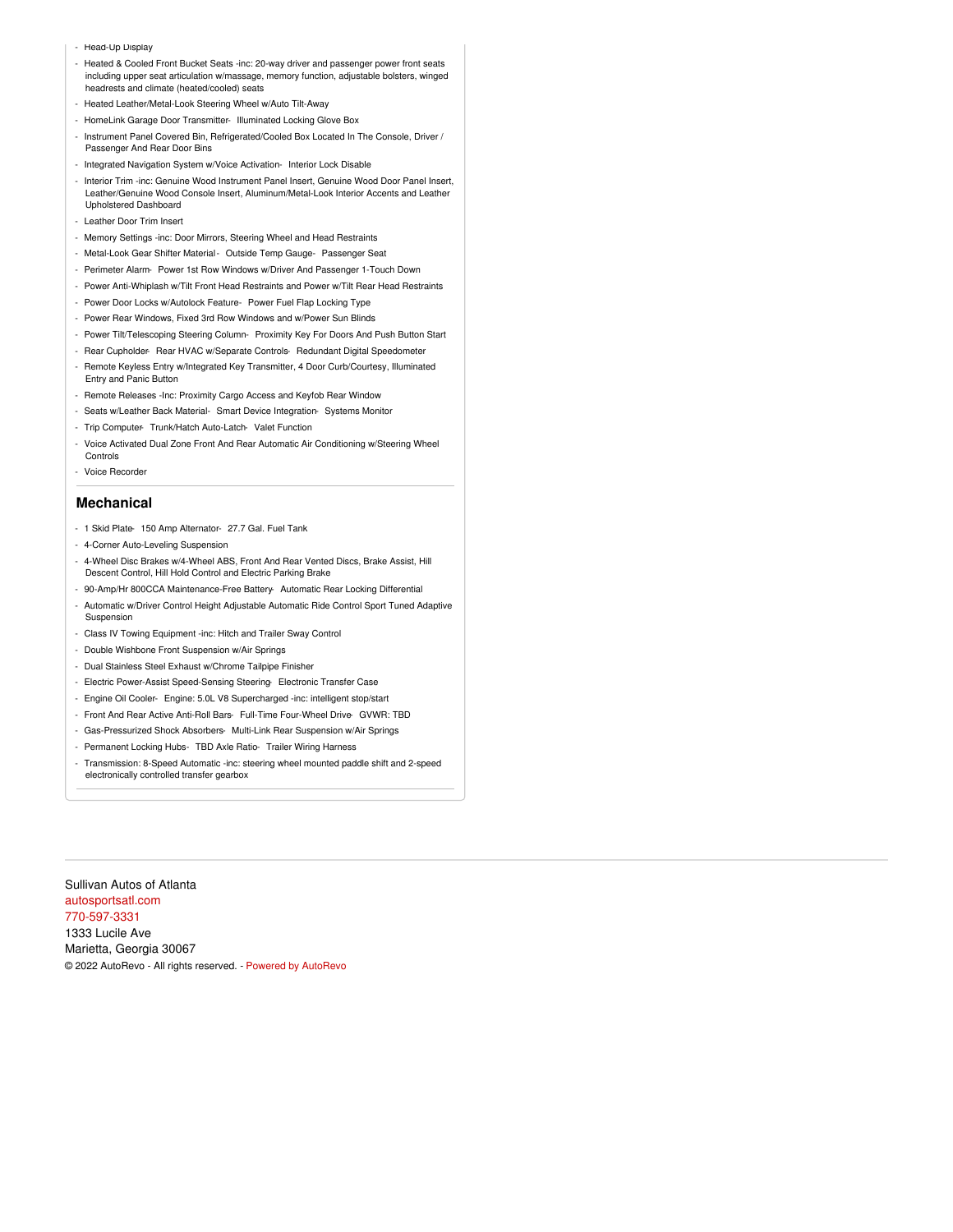- Head-Up Display
- Heated & Cooled Front Bucket Seats -inc: 20-way driver and passenger power front seats including upper seat articulation w/massage, memory function, adjustable bolsters, winged headrests and climate (heated/cooled) seats
- Heated Leather/Metal-Look Steering Wheel w/Auto Tilt-Away
- HomeLink Garage Door Transmitter- Illuminated Locking Glove Box
- Instrument Panel Covered Bin, Refrigerated/Cooled Box Located In The Console, Driver / Passenger And Rear Door Bins
- Integrated Navigation System w/Voice Activation- Interior Lock Disable
- Interior Trim -inc: Genuine Wood Instrument Panel Insert, Genuine Wood Door Panel Insert, Leather/Genuine Wood Console Insert, Aluminum/Metal-Look Interior Accents and Leather Upholstered Dashboard
- Leather Door Trim Insert
- Memory Settings -inc: Door Mirrors, Steering Wheel and Head Restraints
- Metal-Look Gear Shifter Material - Outside Temp Gauge- Passenger Seat
- Perimeter Alarm- Power 1st Row Windows w/Driver And Passenger 1-Touch Down
- Power Anti-Whiplash w/Tilt Front Head Restraints and Power w/Tilt Rear Head Restraints
- Power Door Locks w/Autolock Feature- Power Fuel Flap Locking Type
- Power Rear Windows, Fixed 3rd Row Windows and w/Power Sun Blinds
- Power Tilt/Telescoping Steering Column- Proximity Key For Doors And Push Button Start
- Rear Cupholder- Rear HVAC w/Separate Controls- Redundant Digital Speedometer
- Remote Keyless Entry w/Integrated Key Transmitter, 4 Door Curb/Courtesy, Illuminated Entry and Panic Button
- Remote Releases -Inc: Proximity Cargo Access and Keyfob Rear Window
- Seats w/Leather Back Material- Smart Device Integration- Systems Monitor
- Trip Computer- Trunk/Hatch Auto-Latch- Valet Function
- Voice Activated Dual Zone Front And Rear Automatic Air Conditioning w/Steering Wheel Controls
- Voice Recorder

## Mechanical

- 1 Skid Plate- 150 Amp Alternator- 27.7 Gal. Fuel Tank
- 4-Corner Auto-Leveling Suspension
- 4-Wheel Disc Brakes w/4-Wheel ABS, Front And Rear Vented Discs, Brake Assist, Hill Descent Control, Hill Hold Control and Electric Parking Brake
- 90-Amp/Hr 800CCA Maintenance-Free Battery- Automatic Rear Locking Differential
- Automatic w/Driver Control Height Adjustable Automatic Ride Control Sport Tuned Adaptive Suspension
- Class IV Towing Equipment -inc: Hitch and Trailer Sway Control
- Double Wishbone Front Suspension w/Air Springs
- Dual Stainless Steel Exhaust w/Chrome Tailpipe Finisher
- Electric Power-Assist Speed-Sensing Steering- Electronic Transfer Case
- Engine Oil Cooler- Engine: 5.0L V8 Supercharged -inc: intelligent stop/start
- Front And Rear Active Anti-Roll Bars- Full-Time Four-Wheel Drive- GVWR: TBD
- Gas-Pressurized Shock Absorbers- Multi-Link Rear Suspension w/Air Springs
- Permanent Locking Hubs- TBD Axle Ratio- Trailer Wiring Harness
- Transmission: 8-Speed Automatic -inc: steering wheel mounted paddle shift and 2-speed electronically controlled transfer gearbox

Sullivan Autos of Atlanta
autosportsatl.com
770-597-3331
1333 Lucile Ave
Marietta, Georgia 30067
© 2022 AutoRevo - All rights reserved. - Powered by AutoRevo